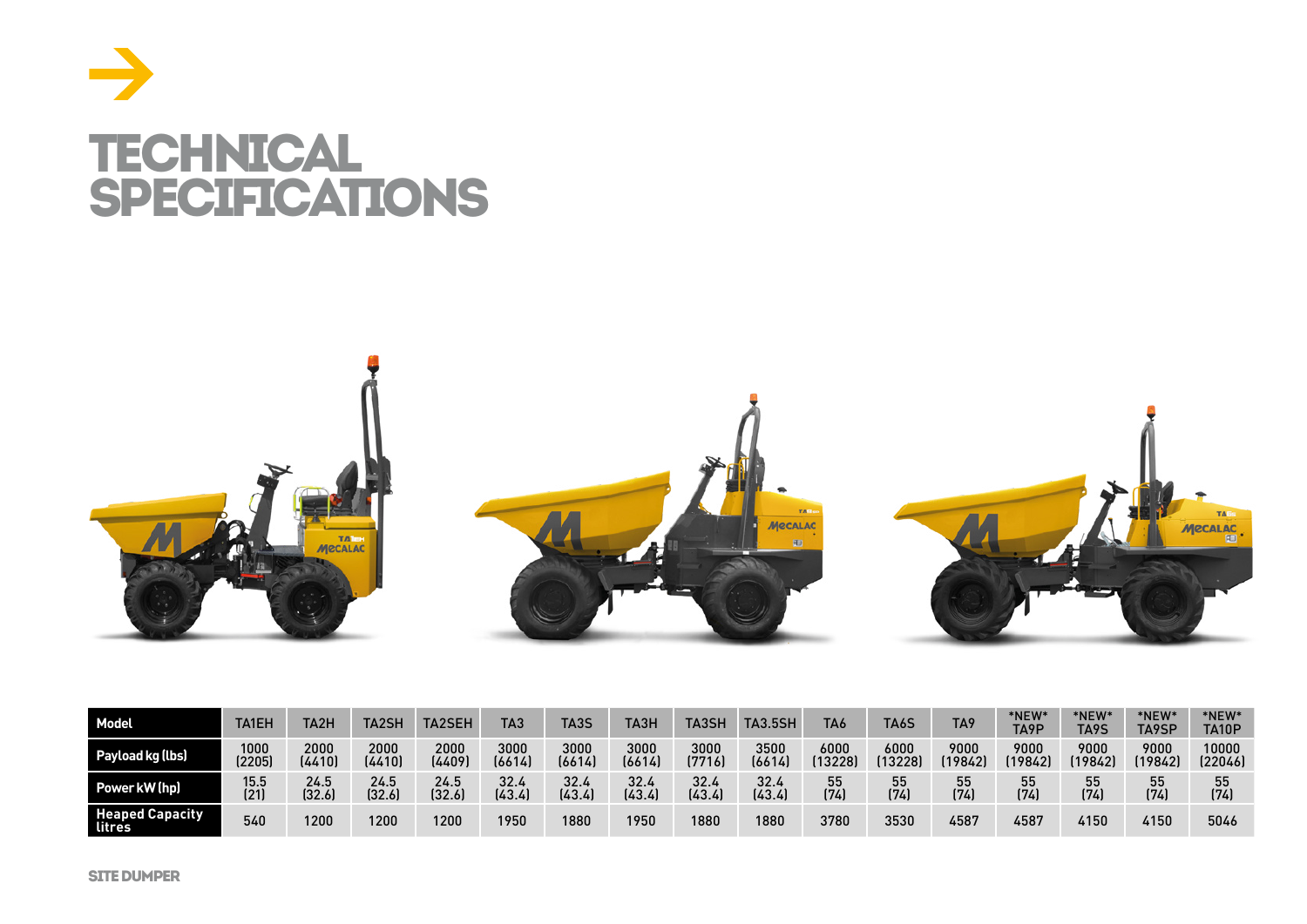# TECHNICAL SPECIFICATIONS

| Model | TA1EH | TA2H | TA2SH | TA2SEH | TA3 | TA3S | TA3H | TA3SH | TA3.5SH | TA6 | TA6S | TA9 | *NEW* TA9P | *NEW* TA9S | *NEW* TA9SP | *NEW* TA10P |
|---|---|---|---|---|---|---|---|---|---|---|---|---|---|---|---|---|
| Payload kg (lbs) | 1000 (2205) | 2000 (4410) | 2000 (4410) | 2000 (4409) | 3000 (6614) | 3000 (6614) | 3000 (6614) | 3000 (7716) | 3500 (6614) | 6000 (13228) | 6000 (13228) | 9000 (19842) | 9000 (19842) | 9000 (19842) | 9000 (19842) | 10000 (22046) |
| Power kW (hp) | 15.5 (21) | 24.5 (32.6) | 24.5 (32.6) | 24.5 (32.6) | 32.4 (43.4) | 32.4 (43.4) | 32.4 (43.4) | 32.4 (43.4) | 32.4 (43.4) | 55 (74) | 55 (74) | 55 (74) | 55 (74) | 55 (74) | 55 (74) | 55 (74) |
| Heaped Capacity litres | 540 | 1200 | 1200 | 1200 | 1950 | 1880 | 1950 | 1880 | 1880 | 3780 | 3530 | 4587 | 4587 | 4150 | 4150 | 5046 |

SITE DUMPER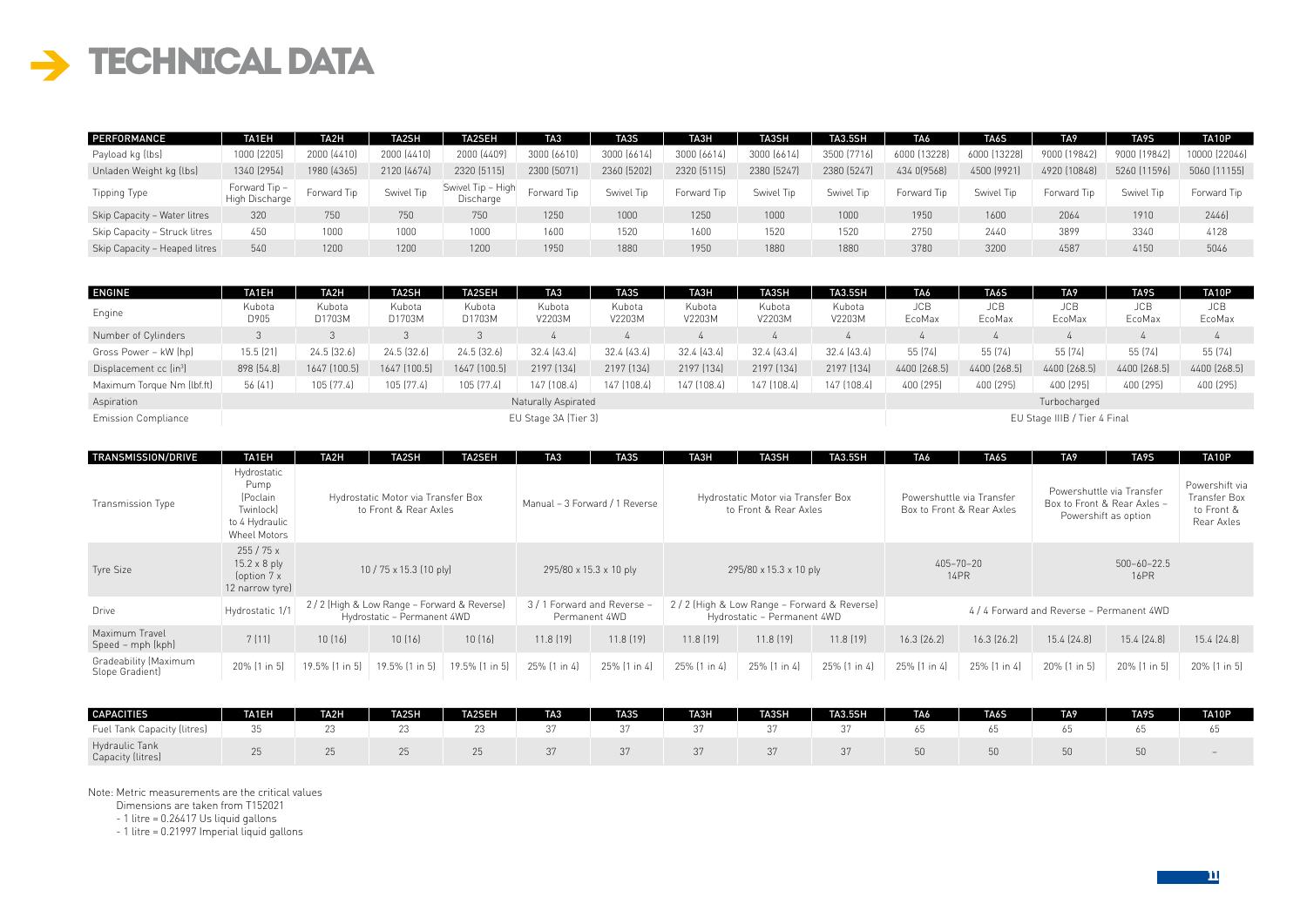# TECHNICAL DATA

| PERFORMANCE | TA1EH | TA2H | TA2SH | TA2SEH | TA3 | TA3S | TA3H | TA3SH | TA3.5SH | TA6 | TA6S | TA9 | TA9S | TA10P |
|---|---|---|---|---|---|---|---|---|---|---|---|---|---|---|
| Payload kg (lbs) | 1000 (2205) | 2000 (4410) | 2000 (4410) | 2000 (4409) | 3000 (6610) | 3000 (6614) | 3000 (6614) | 3000 (6614) | 3500 (7716) | 6000 (13228) | 6000 (13228) | 9000 (19842) | 9000 (19842) | 10000 (22046) |
| Unladen Weight kg (lbs) | 1340 (2954) | 1980 (4365) | 2120 (4674) | 2320 (5115) | 2300 (5071) | 2360 (5202) | 2320 (5115) | 2380 (5247) | 2380 (5247) | 434 0(9568) | 4500 (9921) | 4920 (10848) | 5260 (11596) | 5060 (11155) |
| Tipping Type | Forward Tip – High Discharge | Forward Tip | Swivel Tip | Swivel Tip – High Discharge | Forward Tip | Swivel Tip | Forward Tip | Swivel Tip | Swivel Tip | Forward Tip | Swivel Tip | Forward Tip | Swivel Tip | Forward Tip |
| Skip Capacity – Water litres | 320 | 750 | 750 | 750 | 1250 | 1000 | 1250 | 1000 | 1000 | 1950 | 1600 | 2064 | 1910 | 2446) |
| Skip Capacity – Struck litres | 450 | 1000 | 1000 | 1000 | 1600 | 1520 | 1600 | 1520 | 1520 | 2750 | 2440 | 3899 | 3340 | 4128 |
| Skip Capacity – Heaped litres | 540 | 1200 | 1200 | 1200 | 1950 | 1880 | 1950 | 1880 | 1880 | 3780 | 3200 | 4587 | 4150 | 5046 |

| ENGINE | TA1EH | TA2H | TA2SH | TA2SEH | TA3 | TA3S | TA3H | TA3SH | TA3.5SH | TA6 | TA6S | TA9 | TA9S | TA10P |
|---|---|---|---|---|---|---|---|---|---|---|---|---|---|---|
| Engine | Kubota D905 | Kubota D1703M | Kubota D1703M | Kubota D1703M | Kubota V2203M | Kubota V2203M | Kubota V2203M | Kubota V2203M | Kubota V2203M | JCB EcoMax | JCB EcoMax | JCB EcoMax | JCB EcoMax | JCB EcoMax |
| Number of Cylinders | 3 | 3 | 3 | 3 | 4 | 4 | 4 | 4 | 4 | 4 | 4 | 4 | 4 | 4 |
| Gross Power – kW (hp) | 15.5 (21) | 24.5 (32.6) | 24.5 (32.6) | 24.5 (32.6) | 32.4 (43.4) | 32.4 (43.4) | 32.4 (43.4) | 32.4 (43.4) | 32.4 (43.4) | 55 (74) | 55 (74) | 55 (74) | 55 (74) | 55 (74) |
| Displacement cc (in³) | 898 (54.8) | 1647 (100.5) | 1647 (100.5) | 1647 (100.5) | 2197 (134) | 2197 (134) | 2197 (134) | 2197 (134) | 2197 (134) | 4400 (268.5) | 4400 (268.5) | 4400 (268.5) | 4400 (268.5) | 4400 (268.5) |
| Maximum Torque Nm (lbf.ft) | 56 (41) | 105 (77.4) | 105 (77.4) | 105 (77.4) | 147 (108.4) | 147 (108.4) | 147 (108.4) | 147 (108.4) | 147 (108.4) | 400 (295) | 400 (295) | 400 (295) | 400 (295) | 400 (295) |
| Aspiration | Naturally Aspirated | | | | | | | | | Turbocharged | | | | |
| Emission Compliance | EU Stage 3A (Tier 3) | | | | | | | | | EU Stage IIIB / Tier 4 Final | | | | |

| TRANSMISSION/DRIVE | TA1EH | TA2H | TA2SH | TA2SEH | TA3 | TA3S | TA3H | TA3SH | TA3.5SH | TA6 | TA6S | TA9 | TA9S | TA10P |
|---|---|---|---|---|---|---|---|---|---|---|---|---|---|---|
| Transmission Type | Hydrostatic Pump (Poclain Twinlock) to 4 Hydraulic Wheel Motors | Hydrostatic Motor via Transfer Box to Front & Rear Axles | | | Manual – 3 Forward / 1 Reverse | | Hydrostatic Motor via Transfer Box to Front & Rear Axles | | | Powershuttle via Transfer Box to Front & Rear Axles | | Powershuttle via Transfer Box to Front & Rear Axles – Powershift as option | | Powershift via Transfer Box to Front & Rear Axles |
| Tyre Size | 255 / 75 x 15.2 x 8 ply (option 7 x 12 narrow tyre) | 10 / 75 x 15.3 (10 ply) | | | 295/80 x 15.3 x 10 ply | | 295/80 x 15.3 x 10 ply | | | 405–70–20 14PR | | 500–60–22.5 16PR | | |
| Drive | Hydrostatic 1/1 | 2 / 2 (High & Low Range – Forward & Reverse) Hydrostatic – Permanent 4WD | | | 3 / 1 Forward and Reverse – Permanent 4WD | | 2 / 2 (High & Low Range – Forward & Reverse) Hydrostatic – Permanent 4WD | | | 4 / 4 Forward and Reverse – Permanent 4WD | | | | |
| Maximum Travel Speed – mph (kph) | 7 (11) | 10 (16) | 10 (16) | 10 (16) | 11.8 (19) | 11.8 (19) | 11.8 (19) | 11.8 (19) | 11.8 (19) | 16.3 (26.2) | 16.3 (26.2) | 15.4 (24.8) | 15.4 (24.8) | 15.4 (24.8) |
| Gradeability (Maximum Slope Gradient) | 20% (1 in 5) | 19.5% (1 in 5) | 19.5% (1 in 5) | 19.5% (1 in 5) | 25% (1 in 4) | 25% (1 in 4) | 25% (1 in 4) | 25% (1 in 4) | 25% (1 in 4) | 25% (1 in 4) | 25% (1 in 4) | 20% (1 in 5) | 20% (1 in 5) | 20% (1 in 5) |

| CAPACITIES | TA1EH | TA2H | TA2SH | TA2SEH | TA3 | TA3S | TA3H | TA3SH | TA3.5SH | TA6 | TA6S | TA9 | TA9S | TA10P |
|---|---|---|---|---|---|---|---|---|---|---|---|---|---|---|
| Fuel Tank Capacity (litres) | 35 | 23 | 23 | 23 | 37 | 37 | 37 | 37 | 37 | 65 | 65 | 65 | 65 | 65 |
| Hydraulic Tank Capacity (litres) | 25 | 25 | 25 | 25 | 37 | 37 | 37 | 37 | 37 | 50 | 50 | 50 | 50 | – |

Note: Metric measurements are the critical values

Dimensions are taken from T152021

- 1 litre = 0.26417 Us liquid gallons
- 1 litre = 0.21997 Imperial liquid gallons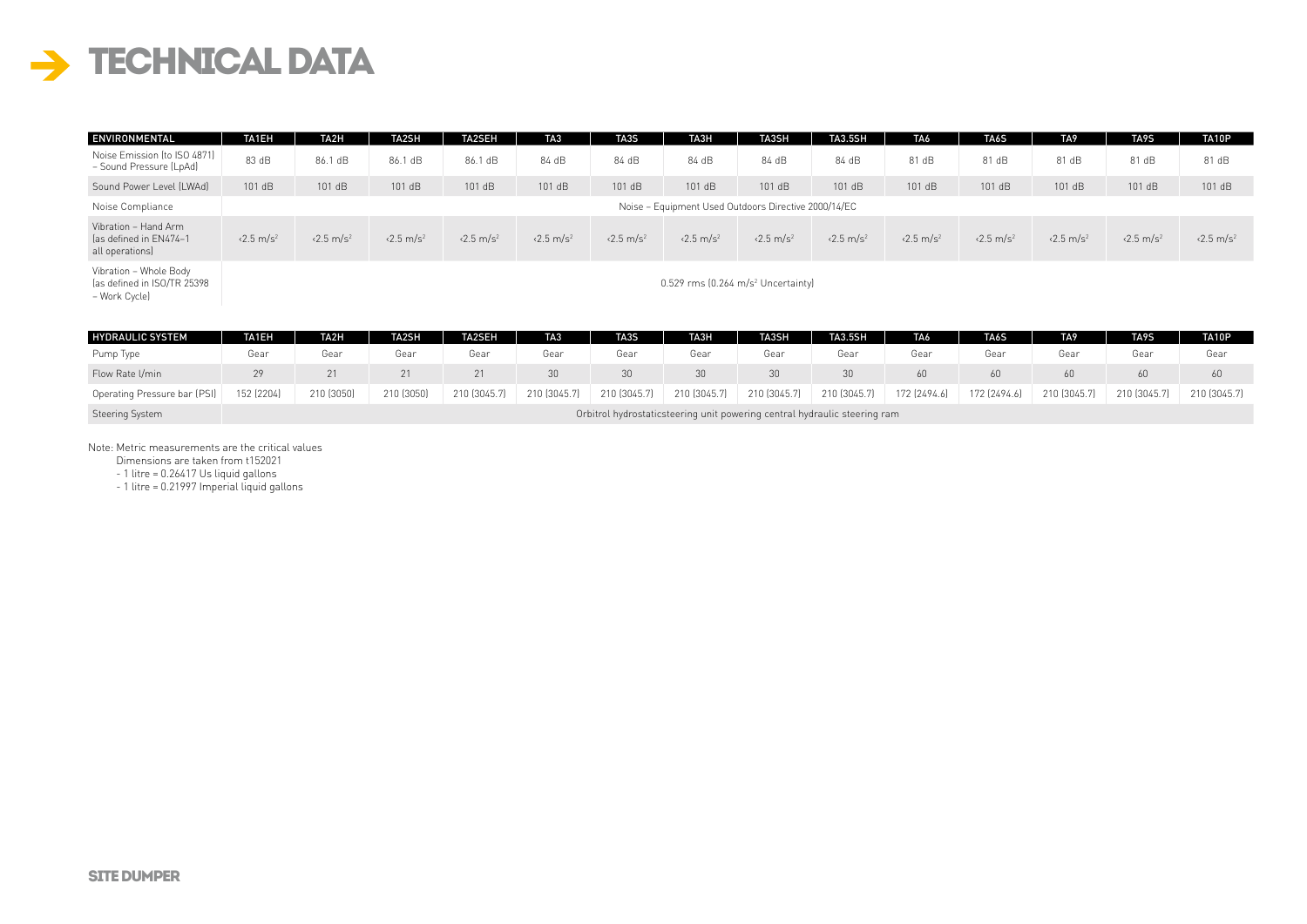# TECHNICAL DATA

| ENVIRONMENTAL | TA1EH | TA2H | TA2SH | TA2SEH | TA3 | TA3S | TA3H | TA3SH | TA3.5SH | TA6 | TA6S | TA9 | TA9S | TA10P |
|---|---|---|---|---|---|---|---|---|---|---|---|---|---|---|
| Noise Emission (to ISO 4871) – Sound Pressure (LpAd) | 83 dB | 86.1 dB | 86.1 dB | 86.1 dB | 84 dB | 84 dB | 84 dB | 84 dB | 84 dB | 81 dB | 81 dB | 81 dB | 81 dB | 81 dB |
| Sound Power Level (LWAd) | 101 dB | 101 dB | 101 dB | 101 dB | 101 dB | 101 dB | 101 dB | 101 dB | 101 dB | 101 dB | 101 dB | 101 dB | 101 dB | 101 dB |
| Noise Compliance | Noise – Equipment Used Outdoors Directive 2000/14/EC | | | | | | | | | | | | | |
| Vibration – Hand Arm (as defined in EN474–1 all operations) | <2.5 $m/s^2$ | <2.5 $m/s^2$ | <2.5 $m/s^2$ | <2.5 $m/s^2$ | <2.5 $m/s^2$ | <2.5 $m/s^2$ | <2.5 $m/s^2$ | <2.5 $m/s^2$ | <2.5 $m/s^2$ | <2.5 $m/s^2$ | <2.5 $m/s^2$ | <2.5 $m/s^2$ | <2.5 $m/s^2$ | <2.5 $m/s^2$ |
| Vibration – Whole Body (as defined in ISO/TR 25398 – Work Cycle) | 0.529 rms (0.264 $m/s^2$ Uncertainty) | | | | | | | | | | | | | |

| HYDRAULIC SYSTEM | TA1EH | TA2H | TA2SH | TA2SEH | TA3 | TA3S | TA3H | TA3SH | TA3.5SH | TA6 | TA6S | TA9 | TA9S | TA10P |
|---|---|---|---|---|---|---|---|---|---|---|---|---|---|---|
| Pump Type | Gear | Gear | Gear | Gear | Gear | Gear | Gear | Gear | Gear | Gear | Gear | Gear | Gear | Gear |
| Flow Rate l/min | 29 | 21 | 21 | 21 | 30 | 30 | 30 | 30 | 30 | 60 | 60 | 60 | 60 | 60 |
| Operating Pressure bar (PSI) | 152 (2204) | 210 (3050) | 210 (3050) | 210 (3045.7) | 210 (3045.7) | 210 (3045.7) | 210 (3045.7) | 210 (3045.7) | 210 (3045.7) | 172 (2494.6) | 172 (2494.6) | 210 (3045.7) | 210 (3045.7) | 210 (3045.7) |
| Steering System | Orbitrol hydrostaticsteering unit powering central hydraulic steering ram | | | | | | | | | | | | | |

Note: Metric measurements are the critical values

Dimensions are taken from t152021

- 1 litre = 0.26417 Us liquid gallons
- 1 litre = 0.21997 Imperial liquid gallons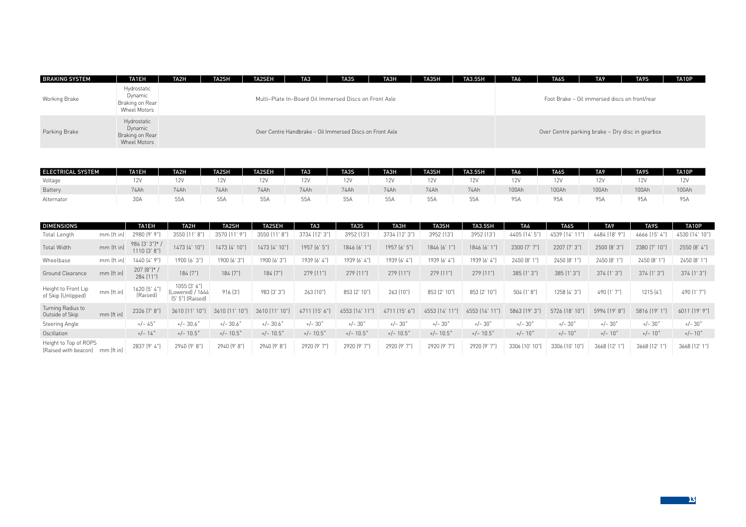| BRAKING SYSTEM | TA1EH | TA2H | TA2SH | TA2SEH | TA3 | TA3S | TA3H | TA3SH | TA3.5SH | TA6 | TA6S | TA9 | TA9S | TA10P |
|---|---|---|---|---|---|---|---|---|---|---|---|---|---|---|
| Working Brake | Hydrostatic Dynamic Braking on Rear Wheel Motors | Multi-Plate In-Board Oil Immersed Discs on Front Axle | | | | | | | | Foot Brake - Oil immersed discs on front/rear | | | | |
| Parking Brake | Hydrostatic Dynamic Braking on Rear Wheel Motors | Over Centre Handbrake - Oil Immersed Discs on Front Axle | | | | | | | | Over Centre parking brake - Dry disc in gearbox | | | | |

| ELECTRICAL SYSTEM | TA1EH | TA2H | TA2SH | TA2SEH | TA3 | TA3S | TA3H | TA3SH | TA3.5SH | TA6 | TA6S | TA9 | TA9S | TA10P |
|---|---|---|---|---|---|---|---|---|---|---|---|---|---|---|
| Voltage | 12V | 12V | 12V | 12V | 12V | 12V | 12V | 12V | 12V | 12V | 12V | 12V | 12V | 12V |
| Battery | 74Ah | 74Ah | 74Ah | 74Ah | 74Ah | 74Ah | 74Ah | 74Ah | 74Ah | 100Ah | 100Ah | 100Ah | 100Ah | 100Ah |
| Alternator | 30A | 55A | 55A | 55A | 55A | 55A | 55A | 55A | 55A | 95A | 95A | 95A | 95A | 95A |

| DIMENSIONS | | TA1EH | TA2H | TA2SH | TA2SEH | TA3 | TA3S | TA3H | TA3SH | TA3.5SH | TA6 | TA6S | TA9 | TA9S | TA10P |
|---|---|---|---|---|---|---|---|---|---|---|---|---|---|---|---|
| Total Length | mm (ft in) | 2980 (9' 9") | 3550 (11' 8") | 3570 (11' 9") | 3550 (11' 8") | 3734 (12' 3") | 3952 (13') | 3734 (12' 3") | 3952 (13') | 3952 (13') | 4405 (14' 5") | 4539 (14' 11") | 4484 (18' 9") | 4666 (15' 4") | 4530 (14' 10") |
| Total Width | mm (ft in) | 984 (3' 3")* / 1110 (3' 8") | 1473 (4' 10") | 1473 (4' 10") | 1473 (4' 10") | 1957 (6' 5") | 1846 (6' 1") | 1957 (6' 5") | 1846 (6' 1") | 1846 (6' 1") | 2300 (7' 7") | 2207 (7' 3") | 2500 (8' 3") | 2380 (7' 10") | 2550 (8' 4") |
| Wheelbase | mm (ft in) | 1440 (4' 9") | 1900 (6' 3") | 1900 (6' 3") | 1900 (6' 3") | 1939 (6' 4") | 1939 (6' 4") | 1939 (6' 4") | 1939 (6' 4") | 1939 (6' 4") | 2450 (8' 1") | 2450 (8' 1") | 2450 (8' 1") | 2450 (8' 1") | 2450 (8' 1") |
| Ground Clearance | mm (ft in) | 207 (8")* / 284 (11") | 184 (7") | 184 (7") | 184 (7") | 279 (11") | 279 (11") | 279 (11") | 279 (11") | 279 (11") | 385 (1' 3") | 385 (1' 3") | 374 (1' 3") | 374 (1' 3") | 374 (1' 3") |
| Height to Front Lip of Skip (Untipped) | mm (ft in) | 1620 (5' 4") (Raised) | 1055 (3' 6") (Lowered) / 1644 (5' 5") (Raised) | 916 (3') | 983 (3' 3") | 263 (10") | 853 (2' 10") | 263 (10") | 853 (2' 10") | 853 (2' 10") | 504 (1' 8") | 1258 (4' 3") | 490 (1' 7") | 1215 (4') | 490 (1' 7") |
| Turning Radius to Outside of Skip | mm (ft in) | 2326 (7' 8") | 3610 (11' 10") | 3610 (11' 10") | 3610 (11' 10") | 4711 (15' 6") | 4553 (14' 11") | 4711 (15' 6") | 4553 (14' 11") | 4553 (14' 11") | 5863 (19' 3") | 5726 (18' 10") | 5994 (19' 8") | 5816 (19' 1") | 6011 (19' 9") |
| Steering Angle | | +/- 45° | +/- 30.6° | +/- 30.6° | +/- 30.6° | +/- 30° | +/- 30° | +/- 30° | +/- 30° | +/- 30° | +/- 30° | +/- 30° | +/- 30° | +/- 30° | +/- 30° |
| Oscillation | | +/- 14° | +/- 10.5° | +/- 10.5° | +/- 10.5° | +/- 10.5° | +/- 10.5° | +/- 10.5° | +/- 10.5° | +/- 10.5° | +/- 10° | +/- 10° | +/- 10° | +/- 10° | +/- 10° |
| Height to Top of ROPS (Raised with beacon) | mm (ft in) | 2837 (9' 4") | 2940 (9' 8") | 2940 (9' 8") | 2940 (9' 8") | 2920 (9' 7") | 2920 (9' 7") | 2920 (9' 7") | 2920 (9' 7") | 2920 (9' 7") | 3306 (10' 10") | 3306 (10' 10") | 3668 (12' 1") | 3668 (12' 1") | 3668 (12' 1") |